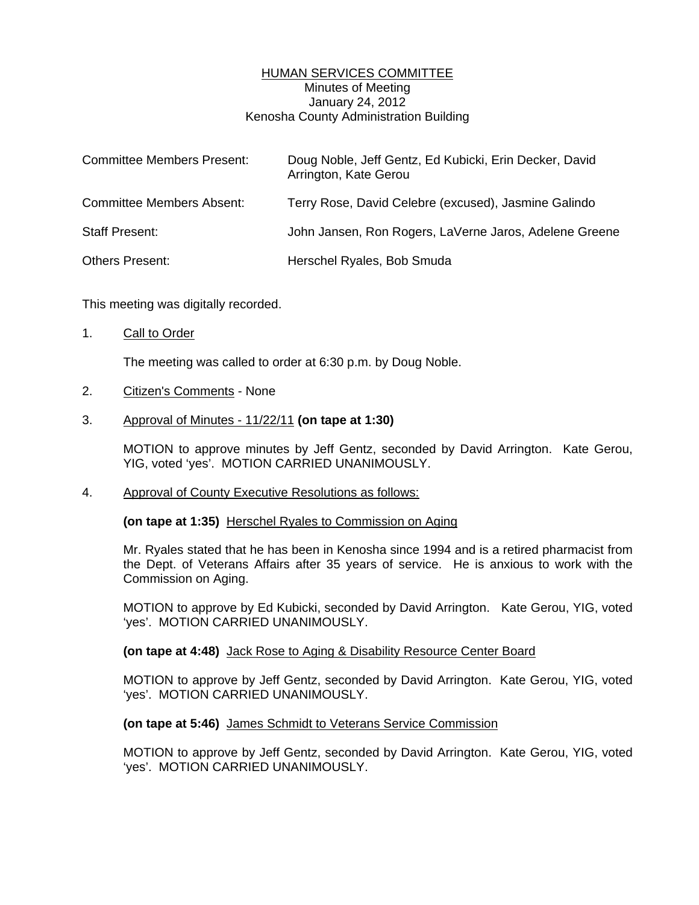# HUMAN SERVICES COMMITTEE

Minutes of Meeting
January 24, 2012
Kenosha County Administration Building

| | |
|---|---|
| Committee Members Present: | Doug Noble, Jeff Gentz, Ed Kubicki, Erin Decker, David Arrington, Kate Gerou |
| Committee Members Absent: | Terry Rose, David Celebre (excused), Jasmine Galindo |
| Staff Present: | John Jansen, Ron Rogers, LaVerne Jaros, Adelene Greene |
| Others Present: | Herschel Ryales, Bob Smuda |

This meeting was digitally recorded.

1. Call to Order

   The meeting was called to order at 6:30 p.m. by Doug Noble.

2. Citizen's Comments - None

3. Approval of Minutes - 11/22/11 **(on tape at 1:30)**

   MOTION to approve minutes by Jeff Gentz, seconded by David Arrington. Kate Gerou, YIG, voted 'yes'. MOTION CARRIED UNANIMOUSLY.

4. Approval of County Executive Resolutions as follows:

   **(on tape at 1:35)** Herschel Ryales to Commission on Aging

   Mr. Ryales stated that he has been in Kenosha since 1994 and is a retired pharmacist from the Dept. of Veterans Affairs after 35 years of service. He is anxious to work with the Commission on Aging.

   MOTION to approve by Ed Kubicki, seconded by David Arrington. Kate Gerou, YIG, voted 'yes'. MOTION CARRIED UNANIMOUSLY.

   **(on tape at 4:48)** Jack Rose to Aging & Disability Resource Center Board

   MOTION to approve by Jeff Gentz, seconded by David Arrington. Kate Gerou, YIG, voted 'yes'. MOTION CARRIED UNANIMOUSLY.

   **(on tape at 5:46)** James Schmidt to Veterans Service Commission

   MOTION to approve by Jeff Gentz, seconded by David Arrington. Kate Gerou, YIG, voted 'yes'. MOTION CARRIED UNANIMOUSLY.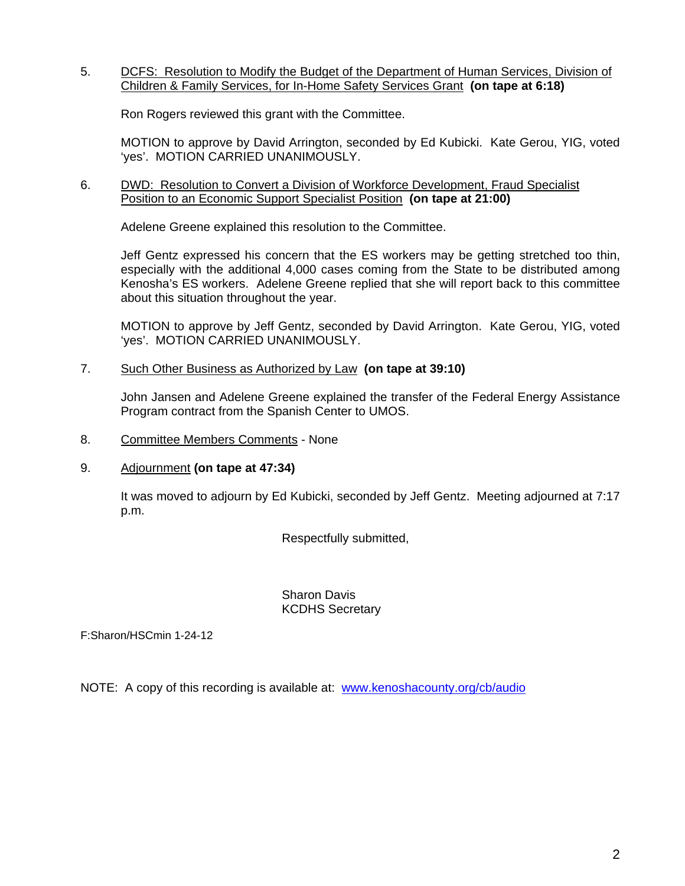5. DCFS: Resolution to Modify the Budget of the Department of Human Services, Division of Children & Family Services, for In-Home Safety Services Grant **(on tape at 6:18)**

   Ron Rogers reviewed this grant with the Committee.

   MOTION to approve by David Arrington, seconded by Ed Kubicki. Kate Gerou, YIG, voted 'yes'. MOTION CARRIED UNANIMOUSLY.

6. DWD: Resolution to Convert a Division of Workforce Development, Fraud Specialist Position to an Economic Support Specialist Position **(on tape at 21:00)**

   Adelene Greene explained this resolution to the Committee.

   Jeff Gentz expressed his concern that the ES workers may be getting stretched too thin, especially with the additional 4,000 cases coming from the State to be distributed among Kenosha's ES workers. Adelene Greene replied that she will report back to this committee about this situation throughout the year.

   MOTION to approve by Jeff Gentz, seconded by David Arrington. Kate Gerou, YIG, voted 'yes'. MOTION CARRIED UNANIMOUSLY.

7. Such Other Business as Authorized by Law **(on tape at 39:10)**

   John Jansen and Adelene Greene explained the transfer of the Federal Energy Assistance Program contract from the Spanish Center to UMOS.

8. Committee Members Comments - None

9. Adjournment **(on tape at 47:34)**

   It was moved to adjourn by Ed Kubicki, seconded by Jeff Gentz. Meeting adjourned at 7:17 p.m.

Respectfully submitted,

Sharon Davis
KCDHS Secretary

F:Sharon/HSCmin 1-24-12

NOTE: A copy of this recording is available at: www.kenoshacounty.org/cb/audio